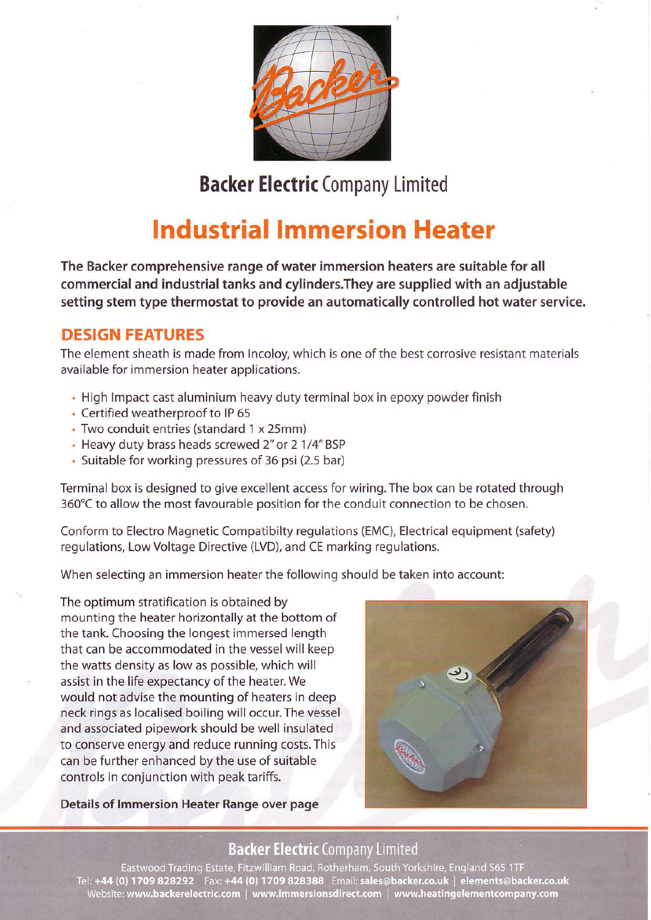# Backer Electric Company Limited

## Industrial Immersion Heater

**The Backer comprehensive range of water immersion heaters are suitable for all commercial and industrial tanks and cylinders.They are supplied with an adjustable setting stem type thermostat to provide an automatically controlled hot water service.**

### DESIGN FEATURES

The element sheath is made from Incoloy, which is one of the best corrosive resistant materials available for immersion heater applications.

- High Impact cast aluminium heavy duty terminal box in epoxy powder finish
- Certified weatherproof to IP 65
- Two conduit entries (standard 1 x 25mm)
- Heavy duty brass heads screwed 2" or 2 1/4" BSP
- Suitable for working pressures of 36 psi (2.5 bar)

Terminal box is designed to give excellent access for wiring. The box can be rotated through 360°C to allow the most favourable position for the conduit connection to be chosen.

Conform to Electro Magnetic Compatibilty regulations (EMC), Electrical equipment (safety) regulations, Low Voltage Directive (LVD), and CE marking regulations.

When selecting an immersion heater the following should be taken into account:

The optimum stratification is obtained by mounting the heater horizontally at the bottom of the tank. Choosing the longest immersed length that can be accommodated in the vessel will keep the watts density as low as possible, which will assist in the life expectancy of the heater. We would not advise the mounting of heaters in deep neck rings as localised boiling will occur. The vessel and associated pipework should be well insulated to conserve energy and reduce running costs. This can be further enhanced by the use of suitable controls in conjunction with peak tariffs.

**Details of Immersion Heater Range over page**

**Backer Electric** Company Limited

Eastwood Trading Estate, Fitzwilliam Road, Rotherham, South Yorkshire, England S65 1TF
Tel: **+44 (0) 1709 828292** Fax: **+44 (0) 1709 828388** Email: **sales@backer.co.uk** | **elements@backer.co.uk**
Website: **www.backerelectric.com** | **www.immersionsdirect.com** | **www.heatingelementcompany.com**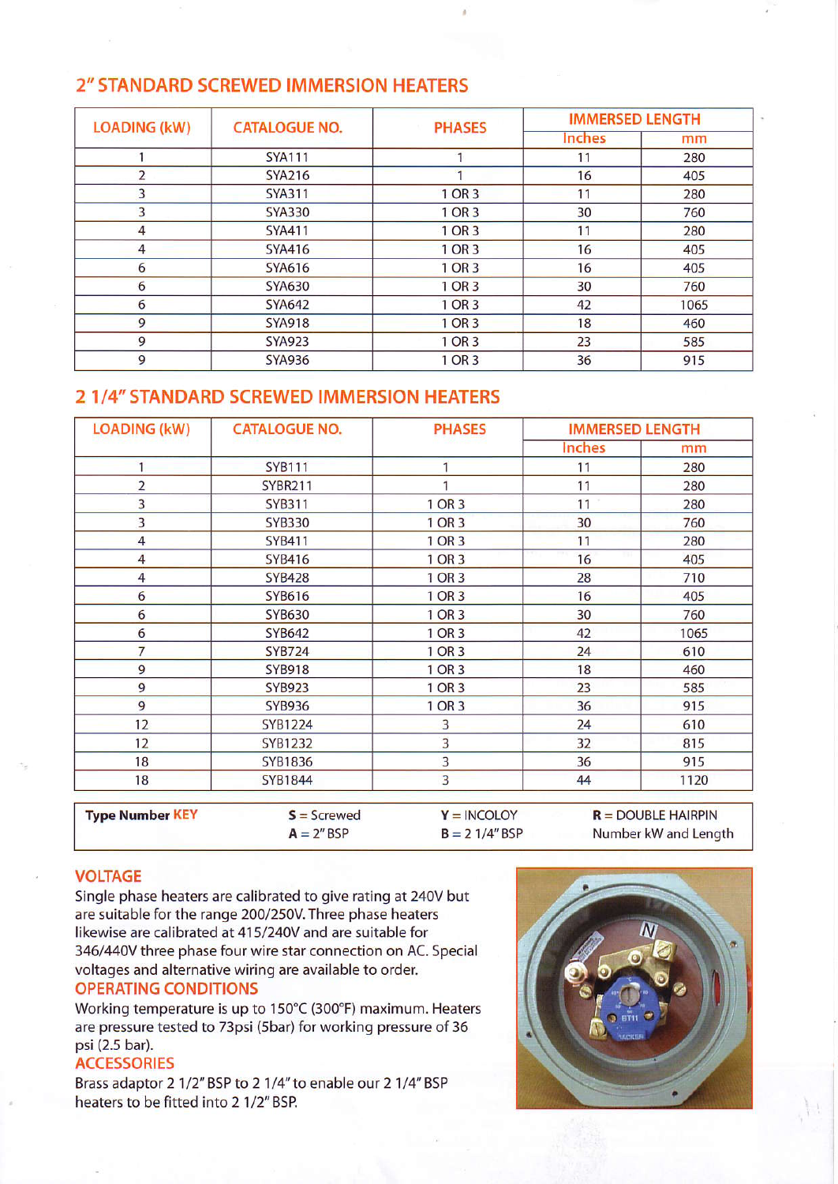## 2" STANDARD SCREWED IMMERSION HEATERS

| LOADING (kW) | CATALOGUE NO. | PHASES | IMMERSED LENGTH | |
|---|---|---|---|---|
| | | | Inches | mm |
| 1 | SYA111 | 1 | 11 | 280 |
| 2 | SYA216 | 1 | 16 | 405 |
| 3 | SYA311 | 1 OR 3 | 11 | 280 |
| 3 | SYA330 | 1 OR 3 | 30 | 760 |
| 4 | SYA411 | 1 OR 3 | 11 | 280 |
| 4 | SYA416 | 1 OR 3 | 16 | 405 |
| 6 | SYA616 | 1 OR 3 | 16 | 405 |
| 6 | SYA630 | 1 OR 3 | 30 | 760 |
| 6 | SYA642 | 1 OR 3 | 42 | 1065 |
| 9 | SYA918 | 1 OR 3 | 18 | 460 |
| 9 | SYA923 | 1 OR 3 | 23 | 585 |
| 9 | SYA936 | 1 OR 3 | 36 | 915 |

## 2 1/4" STANDARD SCREWED IMMERSION HEATERS

| LOADING (kW) | CATALOGUE NO. | PHASES | IMMERSED LENGTH | |
|---|---|---|---|---|
| | | | Inches | mm |
| 1 | SYB111 | 1 | 11 | 280 |
| 2 | SYBR211 | 1 | 11 | 280 |
| 3 | SYB311 | 1 OR 3 | 11 | 280 |
| 3 | SYB330 | 1 OR 3 | 30 | 760 |
| 4 | SYB411 | 1 OR 3 | 11 | 280 |
| 4 | SYB416 | 1 OR 3 | 16 | 405 |
| 4 | SYB428 | 1 OR 3 | 28 | 710 |
| 6 | SYB616 | 1 OR 3 | 16 | 405 |
| 6 | SYB630 | 1 OR 3 | 30 | 760 |
| 6 | SYB642 | 1 OR 3 | 42 | 1065 |
| 7 | SYB724 | 1 OR 3 | 24 | 610 |
| 9 | SYB918 | 1 OR 3 | 18 | 460 |
| 9 | SYB923 | 1 OR 3 | 23 | 585 |
| 9 | SYB936 | 1 OR 3 | 36 | 915 |
| 12 | SYB1224 | 3 | 24 | 610 |
| 12 | SYB1232 | 3 | 32 | 815 |
| 18 | SYB1836 | 3 | 36 | 915 |
| 18 | SYB1844 | 3 | 44 | 1120 |

| Type Number KEY | | | |
|---|---|---|---|
| | S = Screwed | Y = INCOLOY | R = DOUBLE HAIRPIN |
| | A = 2" BSP | B = 2 1/4" BSP | Number kW and Length |

### VOLTAGE

Single phase heaters are calibrated to give rating at 240V but are suitable for the range 200/250V. Three phase heaters likewise are calibrated at 415/240V and are suitable for 346/440V three phase four wire star connection on AC. Special voltages and alternative wiring are available to order.

### OPERATING CONDITIONS

Working temperature is up to 150°C (300°F) maximum. Heaters are pressure tested to 73psi (5bar) for working pressure of 36 psi (2.5 bar).

### ACCESSORIES

Brass adaptor 2 1/2" BSP to 2 1/4" to enable our 2 1/4" BSP heaters to be fitted into 2 1/2" BSP.